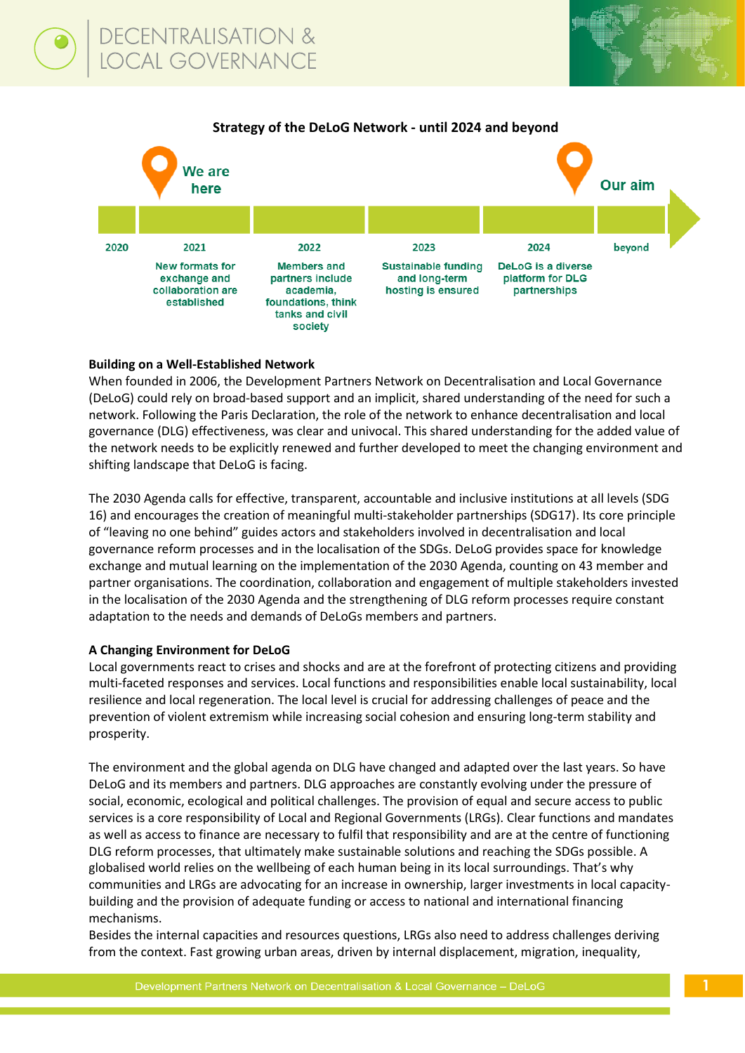## Strategy of the DeLoG Network - until 2024 and beyond

We are here — Our aim

| 2020 | 2021 | 2022 | 2023 | 2024 | beyond |
|---|---|---|---|---|---|
| | New formats for exchange and collaboration are established | Members and partners include academia, foundations, think tanks and civil society | Sustainable funding and long-term hosting is ensured | DeLoG is a diverse platform for DLG partnerships | |

**Building on a Well-Established Network**

When founded in 2006, the Development Partners Network on Decentralisation and Local Governance (DeLoG) could rely on broad-based support and an implicit, shared understanding of the need for such a network. Following the Paris Declaration, the role of the network to enhance decentralisation and local governance (DLG) effectiveness, was clear and univocal. This shared understanding for the added value of the network needs to be explicitly renewed and further developed to meet the changing environment and shifting landscape that DeLoG is facing.

The 2030 Agenda calls for effective, transparent, accountable and inclusive institutions at all levels (SDG 16) and encourages the creation of meaningful multi-stakeholder partnerships (SDG17). Its core principle of "leaving no one behind" guides actors and stakeholders involved in decentralisation and local governance reform processes and in the localisation of the SDGs. DeLoG provides space for knowledge exchange and mutual learning on the implementation of the 2030 Agenda, counting on 43 member and partner organisations. The coordination, collaboration and engagement of multiple stakeholders invested in the localisation of the 2030 Agenda and the strengthening of DLG reform processes require constant adaptation to the needs and demands of DeLoGs members and partners.

**A Changing Environment for DeLoG**

Local governments react to crises and shocks and are at the forefront of protecting citizens and providing multi-faceted responses and services. Local functions and responsibilities enable local sustainability, local resilience and local regeneration. The local level is crucial for addressing challenges of peace and the prevention of violent extremism while increasing social cohesion and ensuring long-term stability and prosperity.

The environment and the global agenda on DLG have changed and adapted over the last years. So have DeLoG and its members and partners. DLG approaches are constantly evolving under the pressure of social, economic, ecological and political challenges. The provision of equal and secure access to public services is a core responsibility of Local and Regional Governments (LRGs). Clear functions and mandates as well as access to finance are necessary to fulfil that responsibility and are at the centre of functioning DLG reform processes, that ultimately make sustainable solutions and reaching the SDGs possible. A globalised world relies on the wellbeing of each human being in its local surroundings. That's why communities and LRGs are advocating for an increase in ownership, larger investments in local capacity-building and the provision of adequate funding or access to national and international financing mechanisms.

Besides the internal capacities and resources questions, LRGs also need to address challenges deriving from the context. Fast growing urban areas, driven by internal displacement, migration, inequality,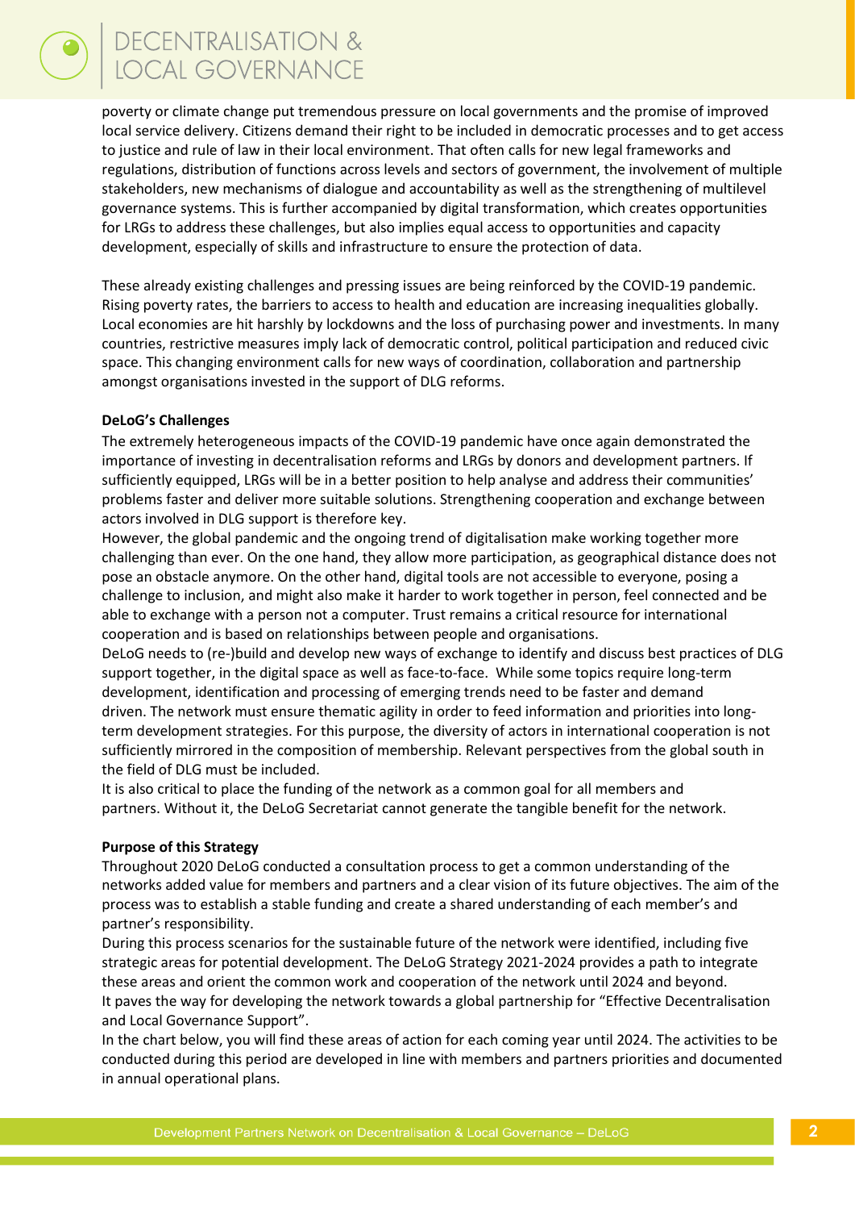poverty or climate change put tremendous pressure on local governments and the promise of improved local service delivery. Citizens demand their right to be included in democratic processes and to get access to justice and rule of law in their local environment. That often calls for new legal frameworks and regulations, distribution of functions across levels and sectors of government, the involvement of multiple stakeholders, new mechanisms of dialogue and accountability as well as the strengthening of multilevel governance systems. This is further accompanied by digital transformation, which creates opportunities for LRGs to address these challenges, but also implies equal access to opportunities and capacity development, especially of skills and infrastructure to ensure the protection of data.

These already existing challenges and pressing issues are being reinforced by the COVID-19 pandemic. Rising poverty rates, the barriers to access to health and education are increasing inequalities globally. Local economies are hit harshly by lockdowns and the loss of purchasing power and investments. In many countries, restrictive measures imply lack of democratic control, political participation and reduced civic space. This changing environment calls for new ways of coordination, collaboration and partnership amongst organisations invested in the support of DLG reforms.

**DeLoG's Challenges**

The extremely heterogeneous impacts of the COVID-19 pandemic have once again demonstrated the importance of investing in decentralisation reforms and LRGs by donors and development partners. If sufficiently equipped, LRGs will be in a better position to help analyse and address their communities' problems faster and deliver more suitable solutions. Strengthening cooperation and exchange between actors involved in DLG support is therefore key.

However, the global pandemic and the ongoing trend of digitalisation make working together more challenging than ever. On the one hand, they allow more participation, as geographical distance does not pose an obstacle anymore. On the other hand, digital tools are not accessible to everyone, posing a challenge to inclusion, and might also make it harder to work together in person, feel connected and be able to exchange with a person not a computer. Trust remains a critical resource for international cooperation and is based on relationships between people and organisations.

DeLoG needs to (re-)build and develop new ways of exchange to identify and discuss best practices of DLG support together, in the digital space as well as face-to-face. While some topics require long-term development, identification and processing of emerging trends need to be faster and demand driven. The network must ensure thematic agility in order to feed information and priorities into long-term development strategies. For this purpose, the diversity of actors in international cooperation is not sufficiently mirrored in the composition of membership. Relevant perspectives from the global south in the field of DLG must be included.

It is also critical to place the funding of the network as a common goal for all members and partners. Without it, the DeLoG Secretariat cannot generate the tangible benefit for the network.

**Purpose of this Strategy**

Throughout 2020 DeLoG conducted a consultation process to get a common understanding of the networks added value for members and partners and a clear vision of its future objectives. The aim of the process was to establish a stable funding and create a shared understanding of each member's and partner's responsibility.

During this process scenarios for the sustainable future of the network were identified, including five strategic areas for potential development. The DeLoG Strategy 2021-2024 provides a path to integrate these areas and orient the common work and cooperation of the network until 2024 and beyond.

It paves the way for developing the network towards a global partnership for "Effective Decentralisation and Local Governance Support".

In the chart below, you will find these areas of action for each coming year until 2024. The activities to be conducted during this period are developed in line with members and partners priorities and documented in annual operational plans.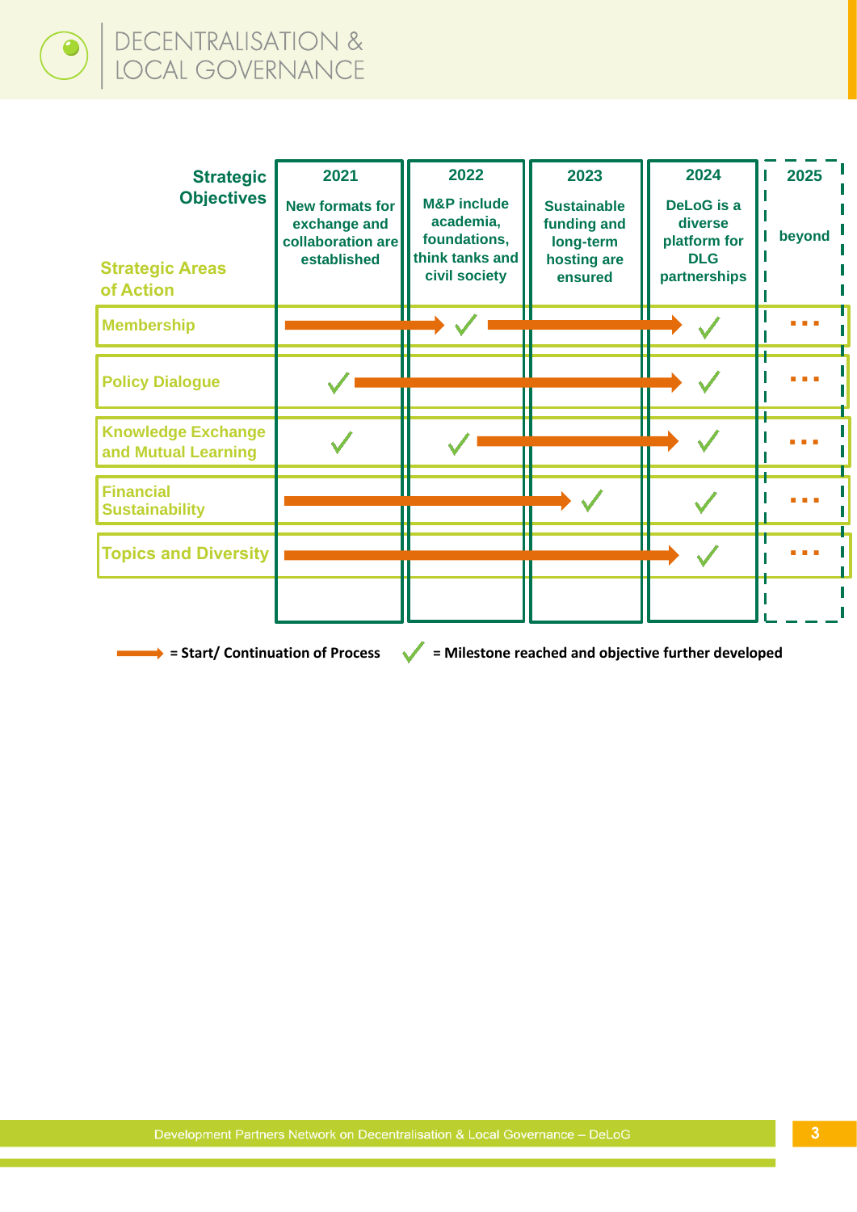| Strategic Objectives / Strategic Areas of Action | 2021<br>New formats for exchange and collaboration are established | 2022<br>M&P include academia, foundations, think tanks and civil society | 2023<br>Sustainable funding and long-term hosting are ensured | 2024<br>DeLoG is a diverse platform for DLG partnerships | 2025<br>beyond |
|---|---|---|---|---|---|
| Membership | → | ✓ → | → | → ✓ | ... |
| Policy Dialogue | ✓ → | → | → | → ✓ | ... |
| Knowledge Exchange and Mutual Learning | ✓ | ✓ → | → | → ✓ | ... |
| Financial Sustainability | → | → | → ✓ | ✓ | ... |
| Topics and Diversity | → | → | → | → ✓ | ... |

→ = Start/ Continuation of Process ✓ = Milestone reached and objective further developed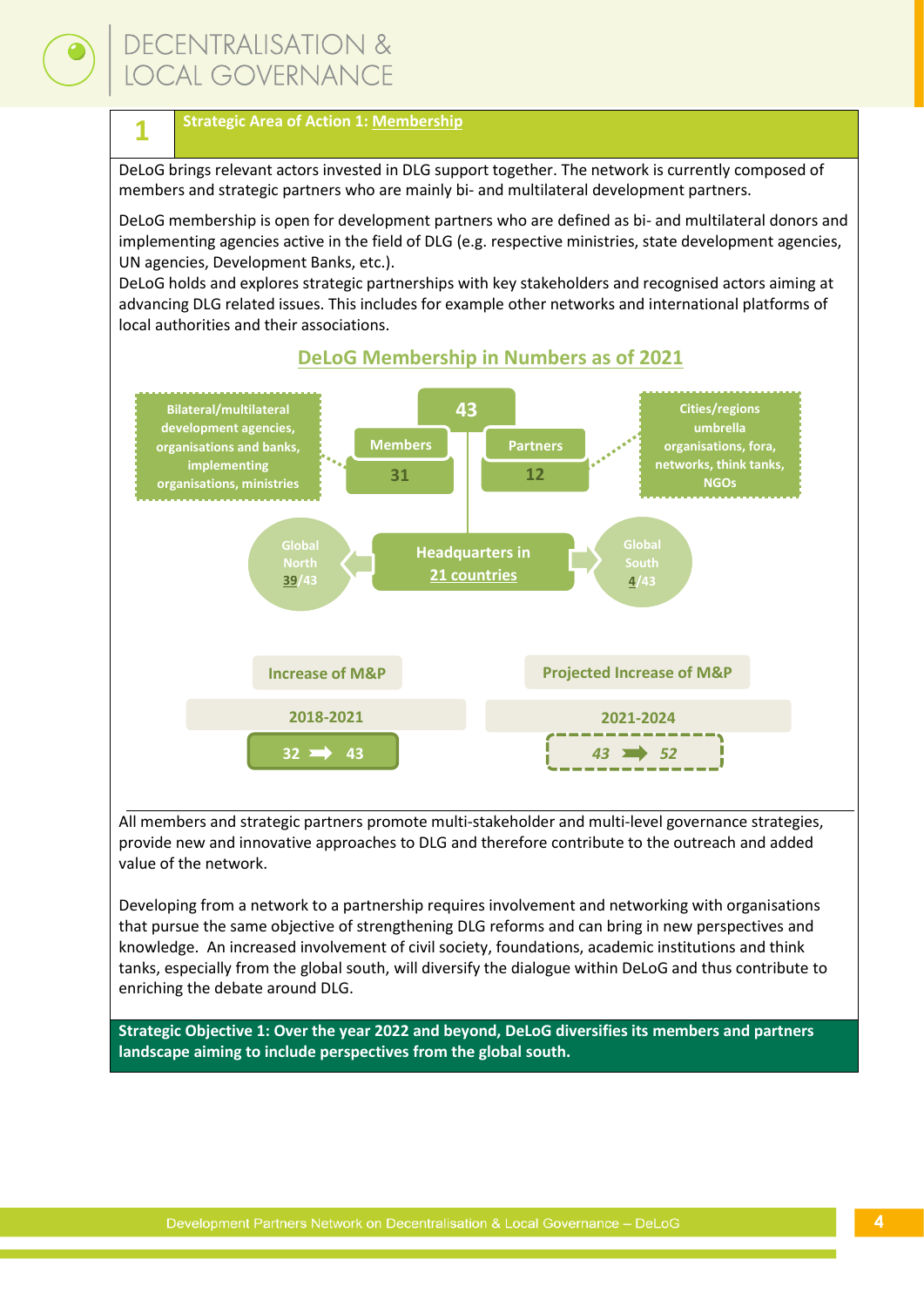## 1 Strategic Area of Action 1: Membership

DeLoG brings relevant actors invested in DLG support together. The network is currently composed of members and strategic partners who are mainly bi- and multilateral development partners.

DeLoG membership is open for development partners who are defined as bi- and multilateral donors and implementing agencies active in the field of DLG (e.g. respective ministries, state development agencies, UN agencies, Development Banks, etc.).
DeLoG holds and explores strategic partnerships with key stakeholders and recognised actors aiming at advancing DLG related issues. This includes for example other networks and international platforms of local authorities and their associations.

### DeLoG Membership in Numbers as of 2021

**43**

- **Members: 31** – Bilateral/multilateral development agencies, organisations and banks, implementing organisations, ministries
- **Partners: 12** – Cities/regions umbrella organisations, fora, networks, think tanks, NGOs

**Headquarters in 21 countries**

- Global North: 39/43
- Global South: 4/43

| Increase of M&P | Projected Increase of M&P |
|---|---|
| 2018-2021 | 2021-2024 |
| 32 ➞ 43 | *43 ➞ 52* |

All members and strategic partners promote multi-stakeholder and multi-level governance strategies, provide new and innovative approaches to DLG and therefore contribute to the outreach and added value of the network.

Developing from a network to a partnership requires involvement and networking with organisations that pursue the same objective of strengthening DLG reforms and can bring in new perspectives and knowledge. An increased involvement of civil society, foundations, academic institutions and think tanks, especially from the global south, will diversify the dialogue within DeLoG and thus contribute to enriching the debate around DLG.

**Strategic Objective 1: Over the year 2022 and beyond, DeLoG diversifies its members and partners landscape aiming to include perspectives from the global south.**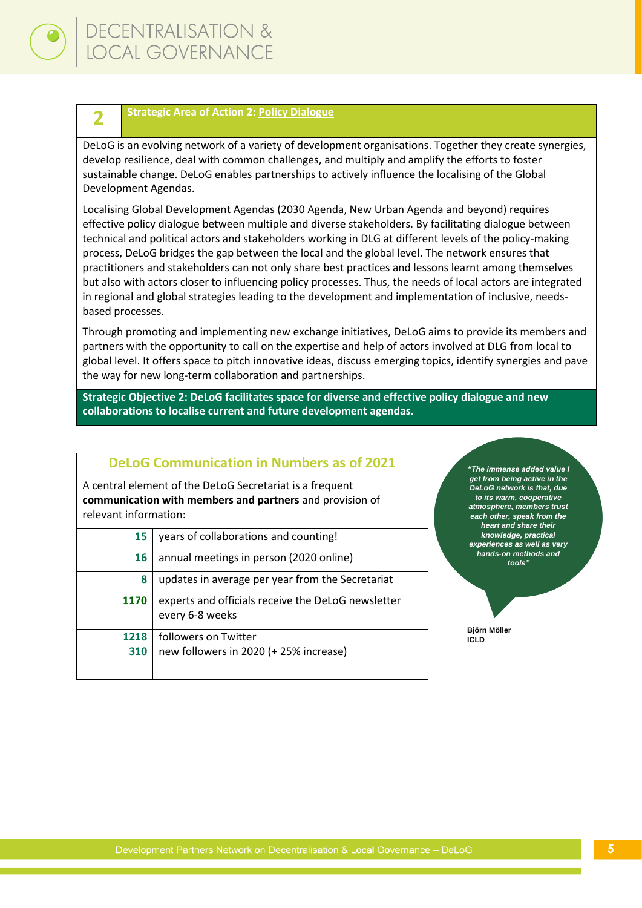## 2 Strategic Area of Action 2: Policy Dialogue

DeLoG is an evolving network of a variety of development organisations. Together they create synergies, develop resilience, deal with common challenges, and multiply and amplify the efforts to foster sustainable change. DeLoG enables partnerships to actively influence the localising of the Global Development Agendas.

Localising Global Development Agendas (2030 Agenda, New Urban Agenda and beyond) requires effective policy dialogue between multiple and diverse stakeholders. By facilitating dialogue between technical and political actors and stakeholders working in DLG at different levels of the policy-making process, DeLoG bridges the gap between the local and the global level. The network ensures that practitioners and stakeholders can not only share best practices and lessons learnt among themselves but also with actors closer to influencing policy processes. Thus, the needs of local actors are integrated in regional and global strategies leading to the development and implementation of inclusive, needs-based processes.

Through promoting and implementing new exchange initiatives, DeLoG aims to provide its members and partners with the opportunity to call on the expertise and help of actors involved at DLG from local to global level. It offers space to pitch innovative ideas, discuss emerging topics, identify synergies and pave the way for new long-term collaboration and partnerships.

**Strategic Objective 2: DeLoG facilitates space for diverse and effective policy dialogue and new collaborations to localise current and future development agendas.**

### DeLoG Communication in Numbers as of 2021

A central element of the DeLoG Secretariat is a frequent **communication with members and partners** and provision of relevant information:

| | |
|---|---|
| **15** | years of collaborations and counting! |
| **16** | annual meetings in person (2020 online) |
| **8** | updates in average per year from the Secretariat |
| **1170** | experts and officials receive the DeLoG newsletter every 6-8 weeks |
| **1218**<br>**310** | followers on Twitter<br>new followers in 2020 (+ 25% increase) |

***"The immense added value I get from being active in the DeLoG network is that, due to its warm, cooperative atmosphere, members trust each other, speak from the heart and share their knowledge, practical experiences as well as very hands-on methods and tools"***

**Björn Möller**
**ICLD**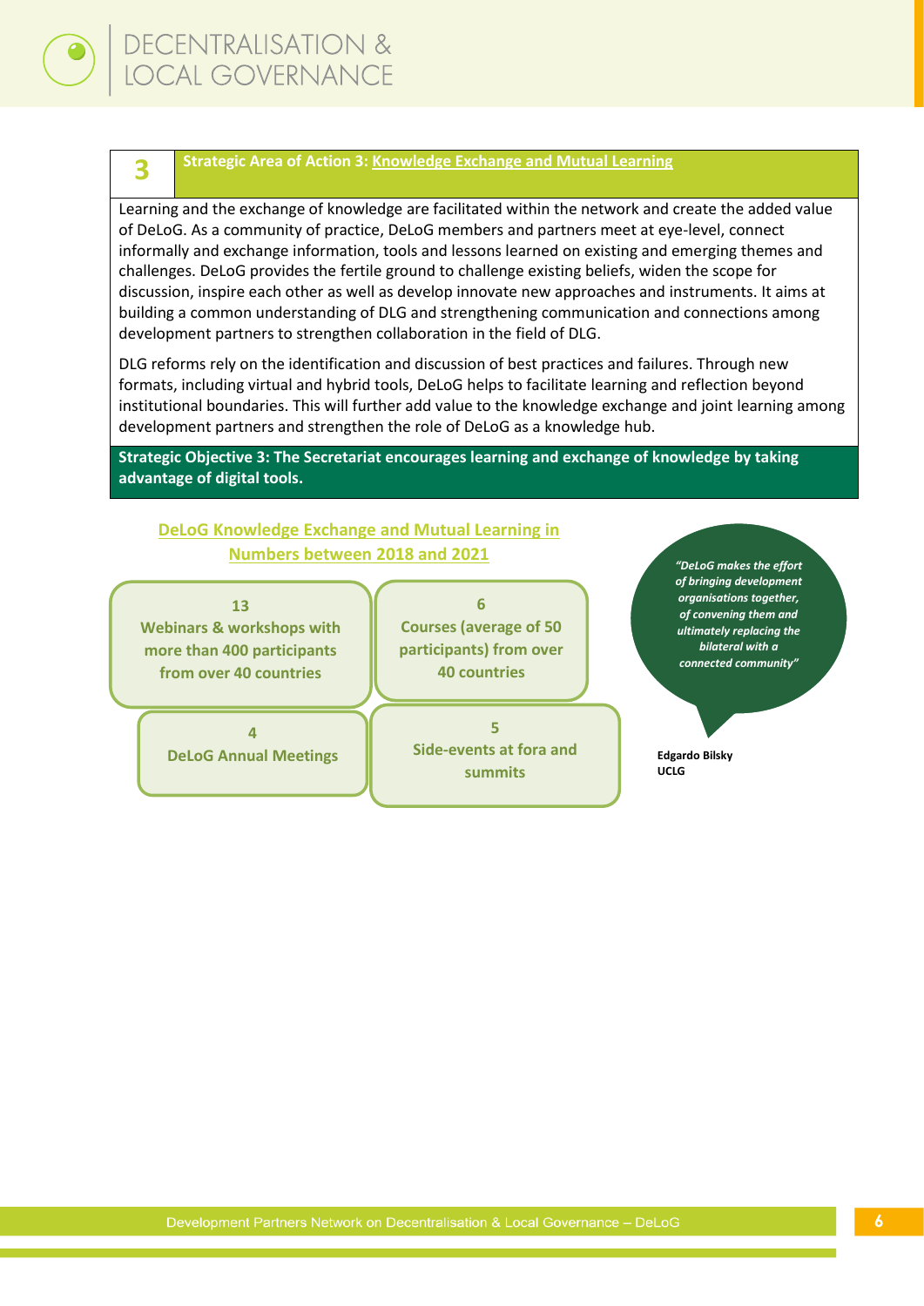## 3 Strategic Area of Action 3: Knowledge Exchange and Mutual Learning

Learning and the exchange of knowledge are facilitated within the network and create the added value of DeLoG. As a community of practice, DeLoG members and partners meet at eye-level, connect informally and exchange information, tools and lessons learned on existing and emerging themes and challenges. DeLoG provides the fertile ground to challenge existing beliefs, widen the scope for discussion, inspire each other as well as develop innovate new approaches and instruments. It aims at building a common understanding of DLG and strengthening communication and connections among development partners to strengthen collaboration in the field of DLG.

DLG reforms rely on the identification and discussion of best practices and failures. Through new formats, including virtual and hybrid tools, DeLoG helps to facilitate learning and reflection beyond institutional boundaries. This will further add value to the knowledge exchange and joint learning among development partners and strengthen the role of DeLoG as a knowledge hub.

**Strategic Objective 3: The Secretariat encourages learning and exchange of knowledge by taking advantage of digital tools.**

### DeLoG Knowledge Exchange and Mutual Learning in Numbers between 2018 and 2021

- **13** Webinars & workshops with more than 400 participants from over 40 countries
- **6** Courses (average of 50 participants) from over 40 countries
- **4** DeLoG Annual Meetings
- **5** Side-events at fora and summits

*"DeLoG makes the effort of bringing development organisations together, of convening them and ultimately replacing the bilateral with a connected community"*

**Edgardo Bilsky**
**UCLG**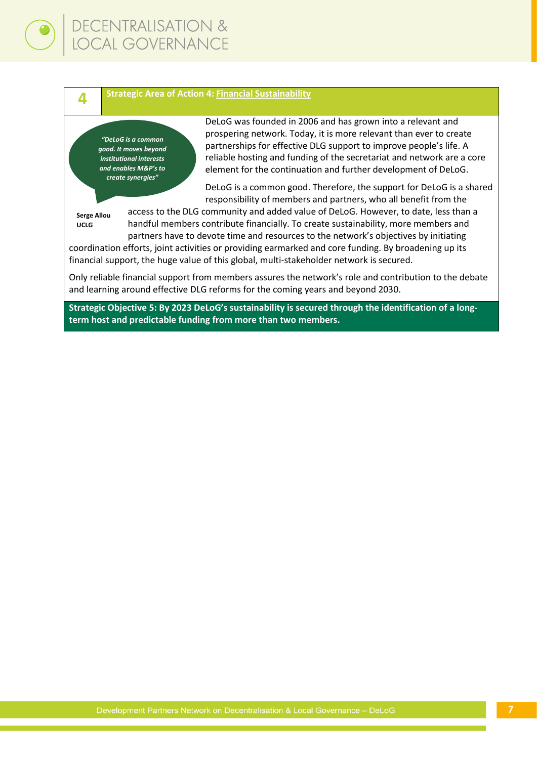## 4 Strategic Area of Action 4: Financial Sustainability

> *"DeLoG is a common good. It moves beyond institutional interests and enables M&P's to create synergies"*
>
> **Serge Allou**
> **UCLG**

DeLoG was founded in 2006 and has grown into a relevant and prospering network. Today, it is more relevant than ever to create partnerships for effective DLG support to improve people's life. A reliable hosting and funding of the secretariat and network are a core element for the continuation and further development of DeLoG.

DeLoG is a common good. Therefore, the support for DeLoG is a shared responsibility of members and partners, who all benefit from the access to the DLG community and added value of DeLoG. However, to date, less than a handful members contribute financially. To create sustainability, more members and partners have to devote time and resources to the network's objectives by initiating coordination efforts, joint activities or providing earmarked and core funding. By broadening up its financial support, the huge value of this global, multi-stakeholder network is secured.

Only reliable financial support from members assures the network's role and contribution to the debate and learning around effective DLG reforms for the coming years and beyond 2030.

**Strategic Objective 5: By 2023 DeLoG's sustainability is secured through the identification of a long-term host and predictable funding from more than two members.**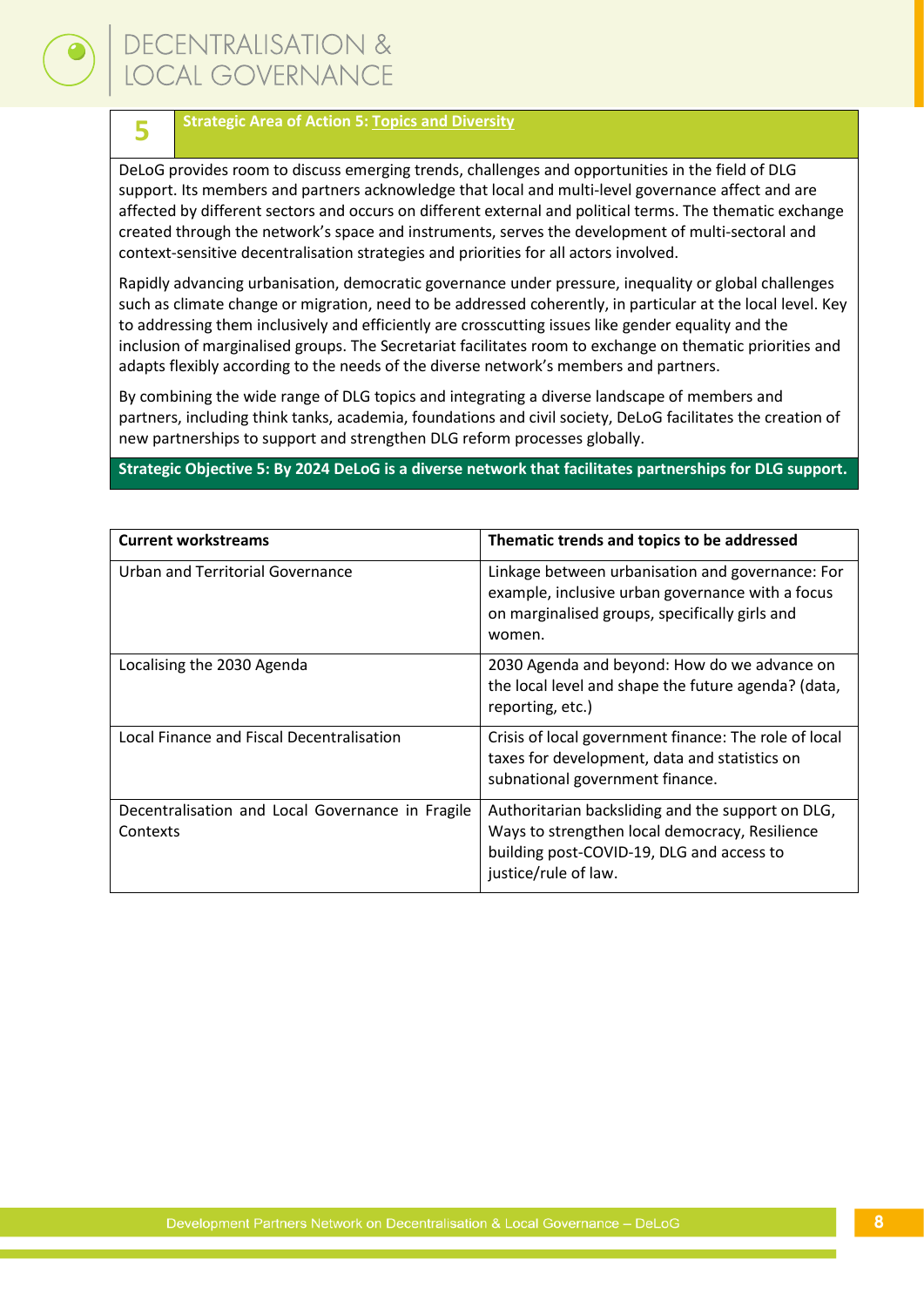## 5 Strategic Area of Action 5: Topics and Diversity

DeLoG provides room to discuss emerging trends, challenges and opportunities in the field of DLG support. Its members and partners acknowledge that local and multi-level governance affect and are affected by different sectors and occurs on different external and political terms. The thematic exchange created through the network's space and instruments, serves the development of multi-sectoral and context-sensitive decentralisation strategies and priorities for all actors involved.

Rapidly advancing urbanisation, democratic governance under pressure, inequality or global challenges such as climate change or migration, need to be addressed coherently, in particular at the local level. Key to addressing them inclusively and efficiently are crosscutting issues like gender equality and the inclusion of marginalised groups. The Secretariat facilitates room to exchange on thematic priorities and adapts flexibly according to the needs of the diverse network's members and partners.

By combining the wide range of DLG topics and integrating a diverse landscape of members and partners, including think tanks, academia, foundations and civil society, DeLoG facilitates the creation of new partnerships to support and strengthen DLG reform processes globally.

**Strategic Objective 5: By 2024 DeLoG is a diverse network that facilitates partnerships for DLG support.**

| Current workstreams | Thematic trends and topics to be addressed |
|---|---|
| Urban and Territorial Governance | Linkage between urbanisation and governance: For example, inclusive urban governance with a focus on marginalised groups, specifically girls and women. |
| Localising the 2030 Agenda | 2030 Agenda and beyond: How do we advance on the local level and shape the future agenda? (data, reporting, etc.) |
| Local Finance and Fiscal Decentralisation | Crisis of local government finance: The role of local taxes for development, data and statistics on subnational government finance. |
| Decentralisation and Local Governance in Fragile Contexts | Authoritarian backsliding and the support on DLG, Ways to strengthen local democracy, Resilience building post-COVID-19, DLG and access to justice/rule of law. |